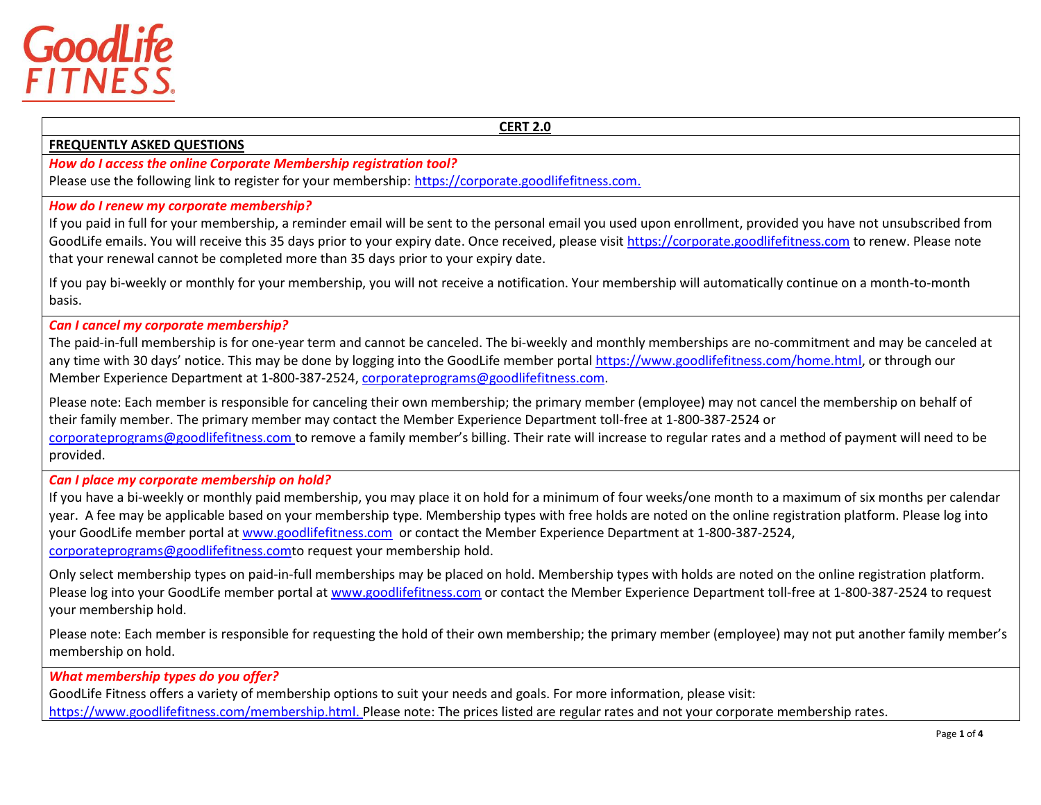GoodLife FITNESS

# CERT 2.0

## FREQUENTLY ASKED QUESTIONS

***How do I access the online Corporate Membership registration tool?***

Please use the following link to register for your membership: https://corporate.goodlifefitness.com.

***How do I renew my corporate membership?***

If you paid in full for your membership, a reminder email will be sent to the personal email you used upon enrollment, provided you have not unsubscribed from GoodLife emails. You will receive this 35 days prior to your expiry date. Once received, please visit https://corporate.goodlifefitness.com to renew. Please note that your renewal cannot be completed more than 35 days prior to your expiry date.

If you pay bi-weekly or monthly for your membership, you will not receive a notification. Your membership will automatically continue on a month-to-month basis.

***Can I cancel my corporate membership?***

The paid-in-full membership is for one-year term and cannot be canceled. The bi-weekly and monthly memberships are no-commitment and may be canceled at any time with 30 days' notice. This may be done by logging into the GoodLife member portal https://www.goodlifefitness.com/home.html, or through our Member Experience Department at 1-800-387-2524, corporateprograms@goodlifefitness.com.

Please note: Each member is responsible for canceling their own membership; the primary member (employee) may not cancel the membership on behalf of their family member. The primary member may contact the Member Experience Department toll-free at 1-800-387-2524 or corporateprograms@goodlifefitness.com to remove a family member's billing. Their rate will increase to regular rates and a method of payment will need to be provided.

***Can I place my corporate membership on hold?***

If you have a bi-weekly or monthly paid membership, you may place it on hold for a minimum of four weeks/one month to a maximum of six months per calendar year. A fee may be applicable based on your membership type. Membership types with free holds are noted on the online registration platform. Please log into your GoodLife member portal at www.goodlifefitness.com or contact the Member Experience Department at 1-800-387-2524, corporateprograms@goodlifefitness.comto request your membership hold.

Only select membership types on paid-in-full memberships may be placed on hold. Membership types with holds are noted on the online registration platform. Please log into your GoodLife member portal at www.goodlifefitness.com or contact the Member Experience Department toll-free at 1-800-387-2524 to request your membership hold.

Please note: Each member is responsible for requesting the hold of their own membership; the primary member (employee) may not put another family member's membership on hold.

***What membership types do you offer?***

GoodLife Fitness offers a variety of membership options to suit your needs and goals. For more information, please visit: https://www.goodlifefitness.com/membership.html. Please note: The prices listed are regular rates and not your corporate membership rates.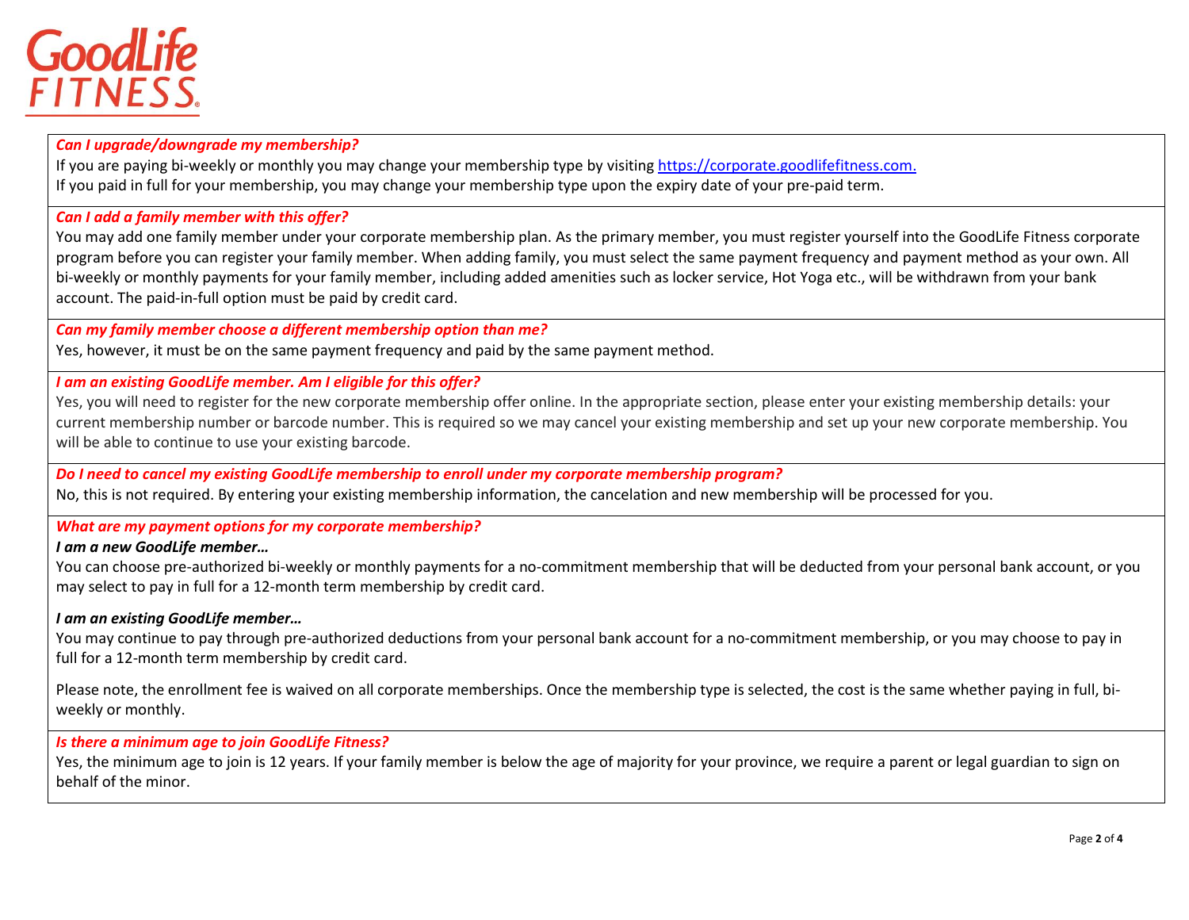### *Can I upgrade/downgrade my membership?*

If you are paying bi-weekly or monthly you may change your membership type by visiting [https://corporate.goodlifefitness.com.](https://corporate.goodlifefitness.com)
If you paid in full for your membership, you may change your membership type upon the expiry date of your pre-paid term.

### *Can I add a family member with this offer?*

You may add one family member under your corporate membership plan. As the primary member, you must register yourself into the GoodLife Fitness corporate program before you can register your family member. When adding family, you must select the same payment frequency and payment method as your own. All bi-weekly or monthly payments for your family member, including added amenities such as locker service, Hot Yoga etc., will be withdrawn from your bank account. The paid-in-full option must be paid by credit card.

### *Can my family member choose a different membership option than me?*

Yes, however, it must be on the same payment frequency and paid by the same payment method.

### *I am an existing GoodLife member. Am I eligible for this offer?*

Yes, you will need to register for the new corporate membership offer online. In the appropriate section, please enter your existing membership details: your current membership number or barcode number. This is required so we may cancel your existing membership and set up your new corporate membership. You will be able to continue to use your existing barcode.

### *Do I need to cancel my existing GoodLife membership to enroll under my corporate membership program?*

No, this is not required. By entering your existing membership information, the cancelation and new membership will be processed for you.

### *What are my payment options for my corporate membership?*

***I am a new GoodLife member…***

You can choose pre-authorized bi-weekly or monthly payments for a no-commitment membership that will be deducted from your personal bank account, or you may select to pay in full for a 12-month term membership by credit card.

***I am an existing GoodLife member…***

You may continue to pay through pre-authorized deductions from your personal bank account for a no-commitment membership, or you may choose to pay in full for a 12-month term membership by credit card.

Please note, the enrollment fee is waived on all corporate memberships. Once the membership type is selected, the cost is the same whether paying in full, bi-weekly or monthly.

### *Is there a minimum age to join GoodLife Fitness?*

Yes, the minimum age to join is 12 years. If your family member is below the age of majority for your province, we require a parent or legal guardian to sign on behalf of the minor.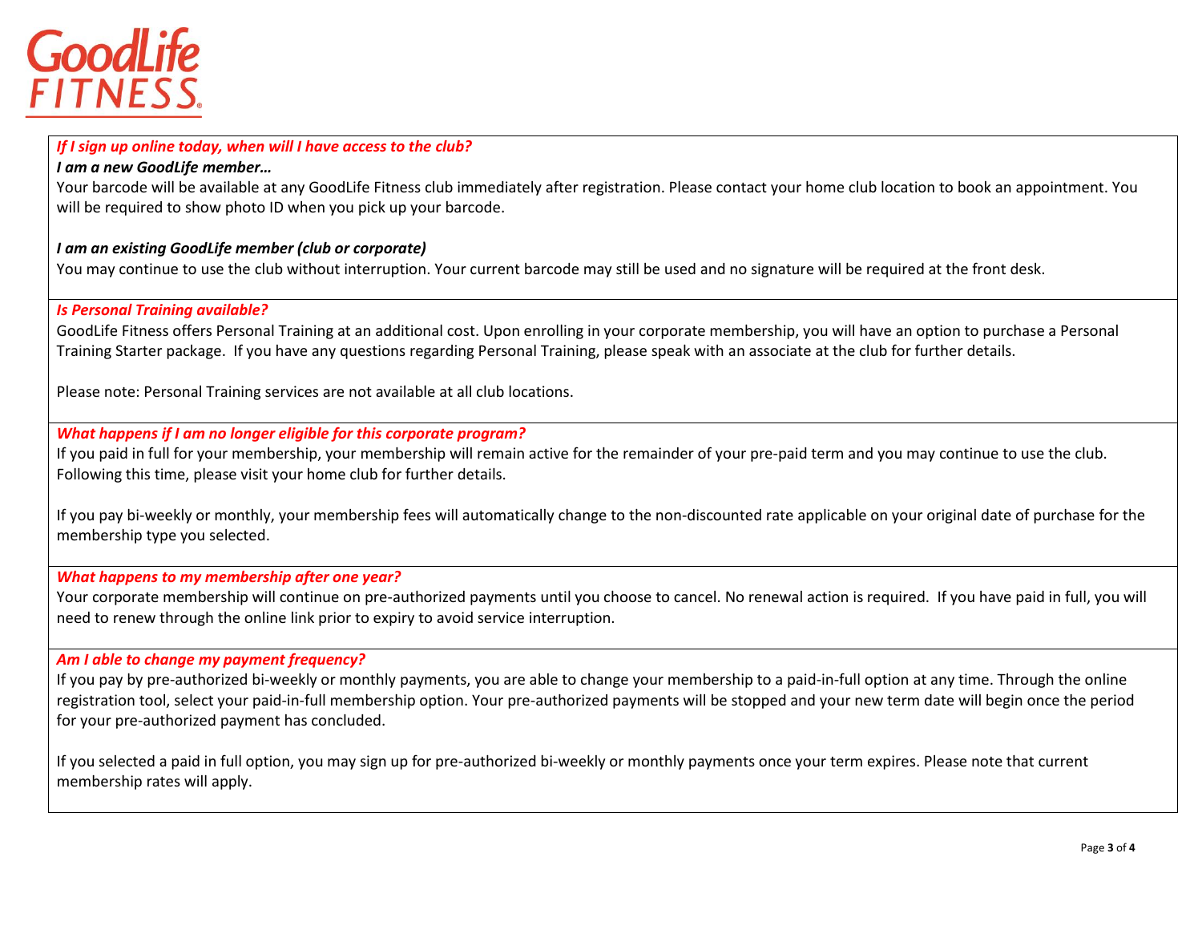GoodLife FITNESS

***If I sign up online today, when will I have access to the club?***

***I am a new GoodLife member…***

Your barcode will be available at any GoodLife Fitness club immediately after registration. Please contact your home club location to book an appointment. You will be required to show photo ID when you pick up your barcode.

***I am an existing GoodLife member (club or corporate)***

You may continue to use the club without interruption. Your current barcode may still be used and no signature will be required at the front desk.

***Is Personal Training available?***

GoodLife Fitness offers Personal Training at an additional cost. Upon enrolling in your corporate membership, you will have an option to purchase a Personal Training Starter package. If you have any questions regarding Personal Training, please speak with an associate at the club for further details.

Please note: Personal Training services are not available at all club locations.

***What happens if I am no longer eligible for this corporate program?***

If you paid in full for your membership, your membership will remain active for the remainder of your pre-paid term and you may continue to use the club. Following this time, please visit your home club for further details.

If you pay bi-weekly or monthly, your membership fees will automatically change to the non-discounted rate applicable on your original date of purchase for the membership type you selected.

***What happens to my membership after one year?***

Your corporate membership will continue on pre-authorized payments until you choose to cancel. No renewal action is required. If you have paid in full, you will need to renew through the online link prior to expiry to avoid service interruption.

***Am I able to change my payment frequency?***

If you pay by pre-authorized bi-weekly or monthly payments, you are able to change your membership to a paid-in-full option at any time. Through the online registration tool, select your paid-in-full membership option. Your pre-authorized payments will be stopped and your new term date will begin once the period for your pre-authorized payment has concluded.

If you selected a paid in full option, you may sign up for pre-authorized bi-weekly or monthly payments once your term expires. Please note that current membership rates will apply.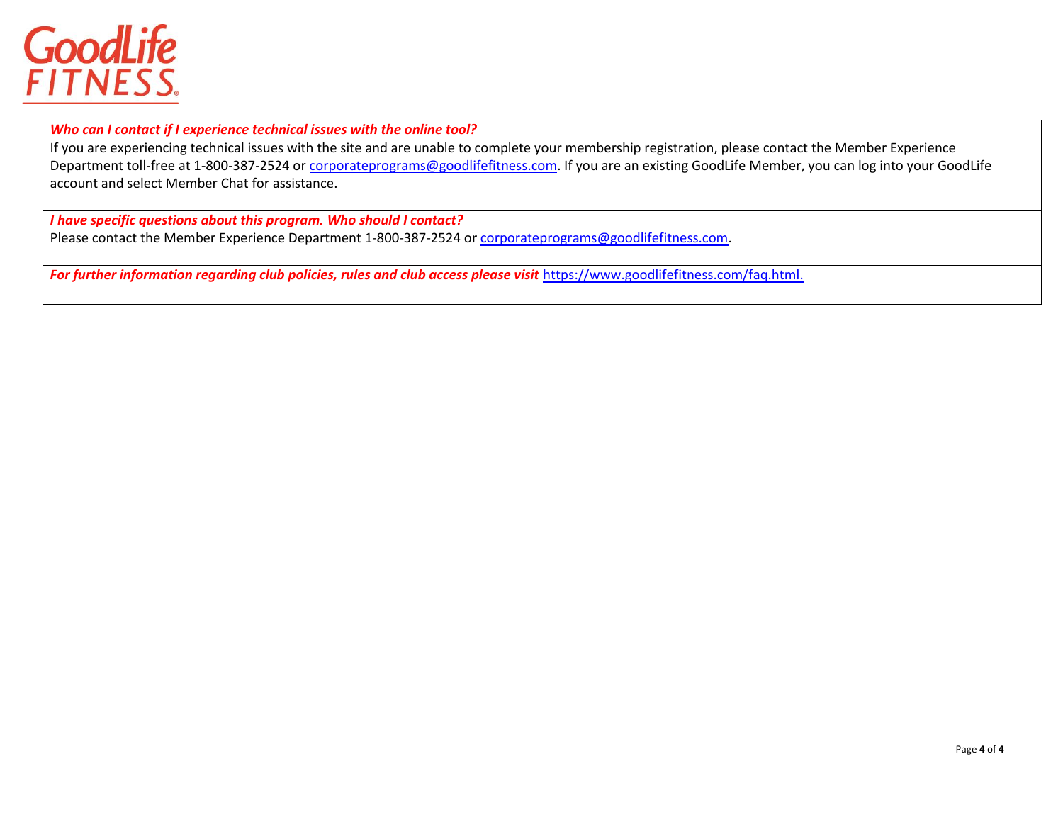***Who can I contact if I experience technical issues with the online tool?***

If you are experiencing technical issues with the site and are unable to complete your membership registration, please contact the Member Experience Department toll-free at 1-800-387-2524 or corporateprograms@goodlifefitness.com. If you are an existing GoodLife Member, you can log into your GoodLife account and select Member Chat for assistance.

***I have specific questions about this program. Who should I contact?***

Please contact the Member Experience Department 1-800-387-2524 or corporateprograms@goodlifefitness.com.

***For further information regarding club policies, rules and club access please visit*** https://www.goodlifefitness.com/faq.html.